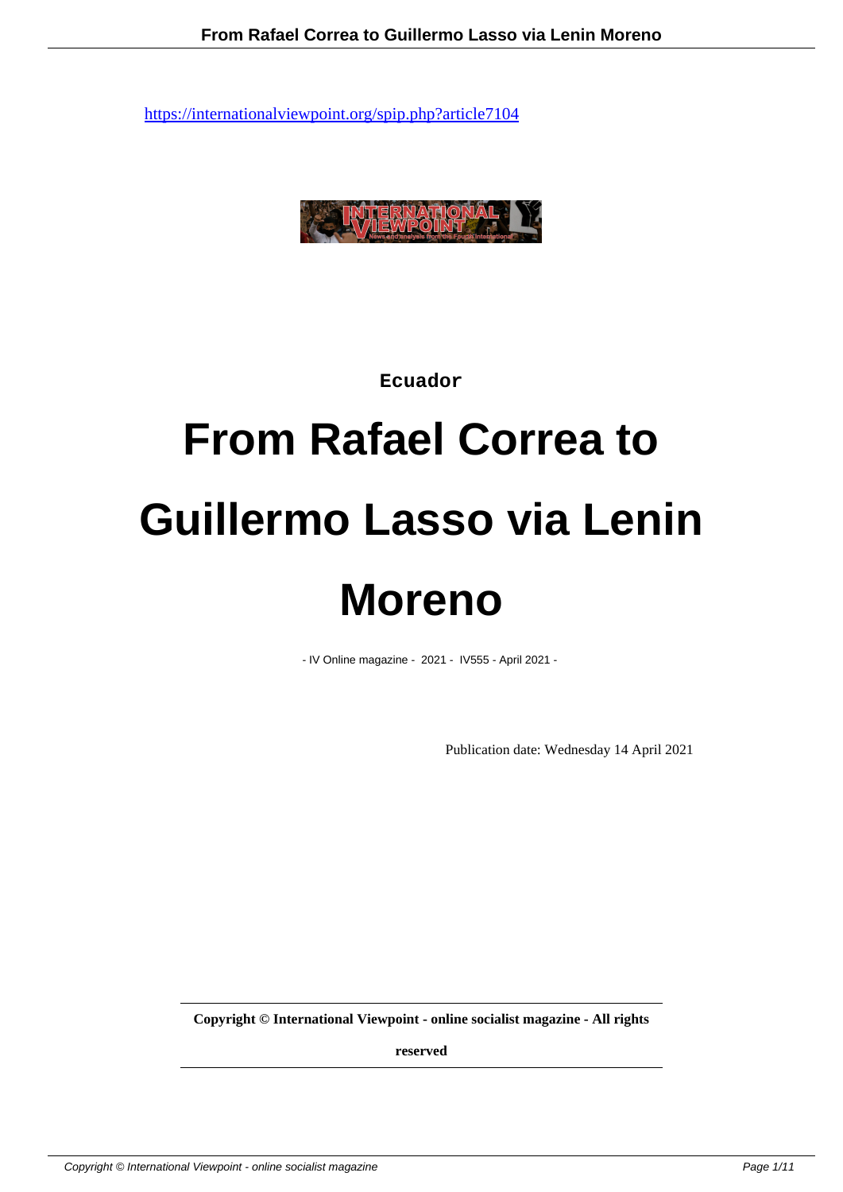https://internationalviewpoint.org/spip.php?article7104

Ecuador

# From Rafael Correa to Guillermo Lasso via Lenin Moreno

- IV Online magazine - 2021 - IV555 - April 2021 -

Publication date: Wednesday 14 April 2021

**Copyright © International Viewpoint - online socialist magazine - All rights reserved**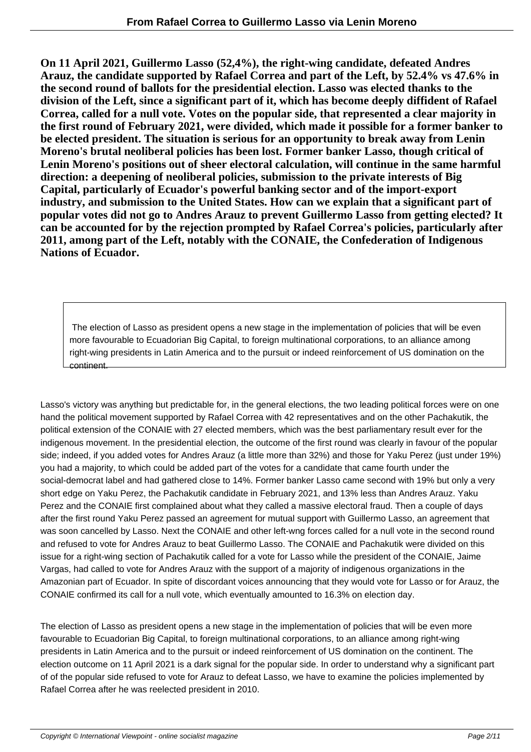**On 11 April 2021, Guillermo Lasso (52,4%), the right-wing candidate, defeated Andres Arauz, the candidate supported by Rafael Correa and part of the Left, by 52.4% vs 47.6% in the second round of ballots for the presidential election. Lasso was elected thanks to the division of the Left, since a significant part of it, which has become deeply diffident of Rafael Correa, called for a null vote. Votes on the popular side, that represented a clear majority in the first round of February 2021, were divided, which made it possible for a former banker to be elected president. The situation is serious for an opportunity to break away from Lenin Moreno's brutal neoliberal policies has been lost. Former banker Lasso, though critical of Lenin Moreno's positions out of sheer electoral calculation, will continue in the same harmful direction: a deepening of neoliberal policies, submission to the private interests of Big Capital, particularly of Ecuador's powerful banking sector and of the import-export industry, and submission to the United States. How can we explain that a significant part of popular votes did not go to Andres Arauz to prevent Guillermo Lasso from getting elected? It can be accounted for by the rejection prompted by Rafael Correa's policies, particularly after 2011, among part of the Left, notably with the CONAIE, the Confederation of Indigenous Nations of Ecuador.**

> The election of Lasso as president opens a new stage in the implementation of policies that will be even more favourable to Ecuadorian Big Capital, to foreign multinational corporations, to an alliance among right-wing presidents in Latin America and to the pursuit or indeed reinforcement of US domination on the continent.

Lasso's victory was anything but predictable for, in the general elections, the two leading political forces were on one hand the political movement supported by Rafael Correa with 42 representatives and on the other Pachakutik, the political extension of the CONAIE with 27 elected members, which was the best parliamentary result ever for the indigenous movement. In the presidential election, the outcome of the first round was clearly in favour of the popular side; indeed, if you added votes for Andres Arauz (a little more than 32%) and those for Yaku Perez (just under 19%) you had a majority, to which could be added part of the votes for a candidate that came fourth under the social-democrat label and had gathered close to 14%. Former banker Lasso came second with 19% but only a very short edge on Yaku Perez, the Pachakutik candidate in February 2021, and 13% less than Andres Arauz. Yaku Perez and the CONAIE first complained about what they called a massive electoral fraud. Then a couple of days after the first round Yaku Perez passed an agreement for mutual support with Guillermo Lasso, an agreement that was soon cancelled by Lasso. Next the CONAIE and other left-wng forces called for a null vote in the second round and refused to vote for Andres Arauz to beat Guillermo Lasso. The CONAIE and Pachakutik were divided on this issue for a right-wing section of Pachakutik called for a vote for Lasso while the president of the CONAIE, Jaime Vargas, had called to vote for Andres Arauz with the support of a majority of indigenous organizations in the Amazonian part of Ecuador. In spite of discordant voices announcing that they would vote for Lasso or for Arauz, the CONAIE confirmed its call for a null vote, which eventually amounted to 16.3% on election day.

The election of Lasso as president opens a new stage in the implementation of policies that will be even more favourable to Ecuadorian Big Capital, to foreign multinational corporations, to an alliance among right-wing presidents in Latin America and to the pursuit or indeed reinforcement of US domination on the continent. The election outcome on 11 April 2021 is a dark signal for the popular side. In order to understand why a significant part of of the popular side refused to vote for Arauz to defeat Lasso, we have to examine the policies implemented by Rafael Correa after he was reelected president in 2010.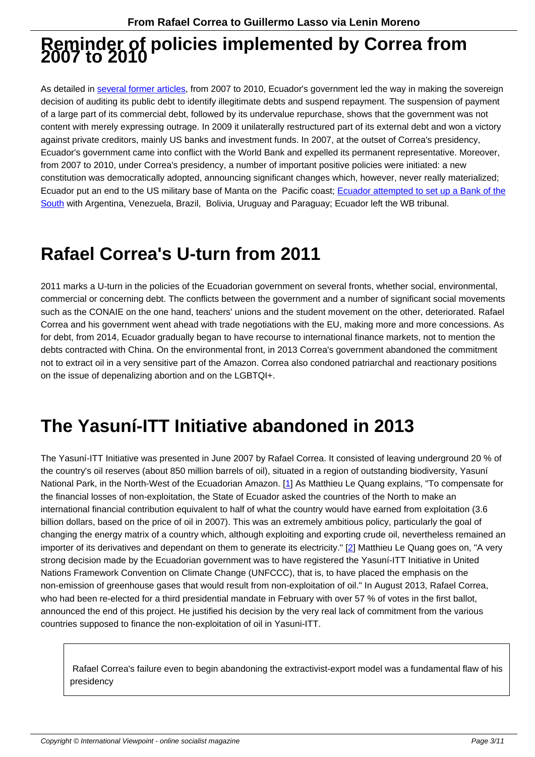## Reminder of policies implemented by Correa from 2007 to 2010

As detailed in several former articles, from 2007 to 2010, Ecuador's government led the way in making the sovereign decision of auditing its public debt to identify illegitimate debts and suspend repayment. The suspension of payment of a large part of its commercial debt, followed by its undervalue repurchase, shows that the government was not content with merely expressing outrage. In 2009 it unilaterally restructured part of its external debt and won a victory against private creditors, mainly US banks and investment funds. In 2007, at the outset of Correa's presidency, Ecuador's government came into conflict with the World Bank and expelled its permanent representative. Moreover, from 2007 to 2010, under Correa's presidency, a number of important positive policies were initiated: a new constitution was democratically adopted, announcing significant changes which, however, never really materialized; Ecuador put an end to the US military base of Manta on the Pacific coast; Ecuador attempted to set up a Bank of the South with Argentina, Venezuela, Brazil, Bolivia, Uruguay and Paraguay; Ecuador left the WB tribunal.

## Rafael Correa's U-turn from 2011

2011 marks a U-turn in the policies of the Ecuadorian government on several fronts, whether social, environmental, commercial or concerning debt. The conflicts between the government and a number of significant social movements such as the CONAIE on the one hand, teachers' unions and the student movement on the other, deteriorated. Rafael Correa and his government went ahead with trade negotiations with the EU, making more and more concessions. As for debt, from 2014, Ecuador gradually began to have recourse to international finance markets, not to mention the debts contracted with China. On the environmental front, in 2013 Correa's government abandoned the commitment not to extract oil in a very sensitive part of the Amazon. Correa also condoned patriarchal and reactionary positions on the issue of depenalizing abortion and on the LGBTQI+.

## The Yasuní-ITT Initiative abandoned in 2013

The Yasuní-ITT Initiative was presented in June 2007 by Rafael Correa. It consisted of leaving underground 20 % of the country's oil reserves (about 850 million barrels of oil), situated in a region of outstanding biodiversity, Yasuní National Park, in the North-West of the Ecuadorian Amazon. [1] As Matthieu Le Quang explains, "To compensate for the financial losses of non-exploitation, the State of Ecuador asked the countries of the North to make an international financial contribution equivalent to half of what the country would have earned from exploitation (3.6 billion dollars, based on the price of oil in 2007). This was an extremely ambitious policy, particularly the goal of changing the energy matrix of a country which, although exploiting and exporting crude oil, nevertheless remained an importer of its derivatives and dependant on them to generate its electricity." [2] Matthieu Le Quang goes on, "A very strong decision made by the Ecuadorian government was to have registered the Yasuní-ITT Initiative in United Nations Framework Convention on Climate Change (UNFCCC), that is, to have placed the emphasis on the non-emission of greenhouse gases that would result from non-exploitation of oil." In August 2013, Rafael Correa, who had been re-elected for a third presidential mandate in February with over 57 % of votes in the first ballot, announced the end of this project. He justified his decision by the very real lack of commitment from the various countries supposed to finance the non-exploitation of oil in Yasuni-ITT.

> Rafael Correa's failure even to begin abandoning the extractivist-export model was a fundamental flaw of his presidency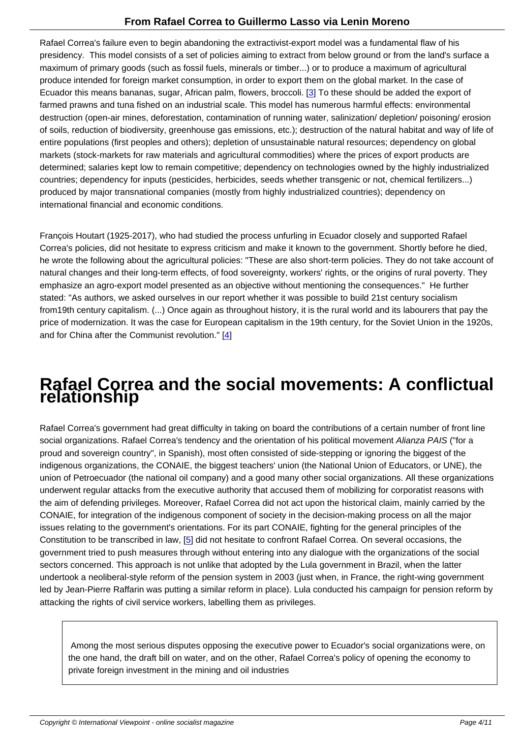Rafael Correa's failure even to begin abandoning the extractivist-export model was a fundamental flaw of his presidency. This model consists of a set of policies aiming to extract from below ground or from the land's surface a maximum of primary goods (such as fossil fuels, minerals or timber...) or to produce a maximum of agricultural produce intended for foreign market consumption, in order to export them on the global market. In the case of Ecuador this means bananas, sugar, African palm, flowers, broccoli. [3] To these should be added the export of farmed prawns and tuna fished on an industrial scale. This model has numerous harmful effects: environmental destruction (open-air mines, deforestation, contamination of running water, salinization/ depletion/ poisoning/ erosion of soils, reduction of biodiversity, greenhouse gas emissions, etc.); destruction of the natural habitat and way of life of entire populations (first peoples and others); depletion of unsustainable natural resources; dependency on global markets (stock-markets for raw materials and agricultural commodities) where the prices of export products are determined; salaries kept low to remain competitive; dependency on technologies owned by the highly industrialized countries; dependency for inputs (pesticides, herbicides, seeds whether transgenic or not, chemical fertilizers...) produced by major transnational companies (mostly from highly industrialized countries); dependency on international financial and economic conditions.

François Houtart (1925-2017), who had studied the process unfurling in Ecuador closely and supported Rafael Correa's policies, did not hesitate to express criticism and make it known to the government. Shortly before he died, he wrote the following about the agricultural policies: "These are also short-term policies. They do not take account of natural changes and their long-term effects, of food sovereignty, workers' rights, or the origins of rural poverty. They emphasize an agro-export model presented as an objective without mentioning the consequences." He further stated: "As authors, we asked ourselves in our report whether it was possible to build 21st century socialism from19th century capitalism. (...) Once again as throughout history, it is the rural world and its labourers that pay the price of modernization. It was the case for European capitalism in the 19th century, for the Soviet Union in the 1920s, and for China after the Communist revolution." [4]

# Rafael Correa and the social movements: A conflictual relationship

Rafael Correa's government had great difficulty in taking on board the contributions of a certain number of front line social organizations. Rafael Correa's tendency and the orientation of his political movement *Alianza PAIS* ("for a proud and sovereign country", in Spanish), most often consisted of side-stepping or ignoring the biggest of the indigenous organizations, the CONAIE, the biggest teachers' union (the National Union of Educators, or UNE), the union of Petroecuador (the national oil company) and a good many other social organizations. All these organizations underwent regular attacks from the executive authority that accused them of mobilizing for corporatist reasons with the aim of defending privileges. Moreover, Rafael Correa did not act upon the historical claim, mainly carried by the CONAIE, for integration of the indigenous component of society in the decision-making process on all the major issues relating to the government's orientations. For its part CONAIE, fighting for the general principles of the Constitution to be transcribed in law, [5] did not hesitate to confront Rafael Correa. On several occasions, the government tried to push measures through without entering into any dialogue with the organizations of the social sectors concerned. This approach is not unlike that adopted by the Lula government in Brazil, when the latter undertook a neoliberal-style reform of the pension system in 2003 (just when, in France, the right-wing government led by Jean-Pierre Raffarin was putting a similar reform in place). Lula conducted his campaign for pension reform by attacking the rights of civil service workers, labelling them as privileges.

> Among the most serious disputes opposing the executive power to Ecuador's social organizations were, on the one hand, the draft bill on water, and on the other, Rafael Correa's policy of opening the economy to private foreign investment in the mining and oil industries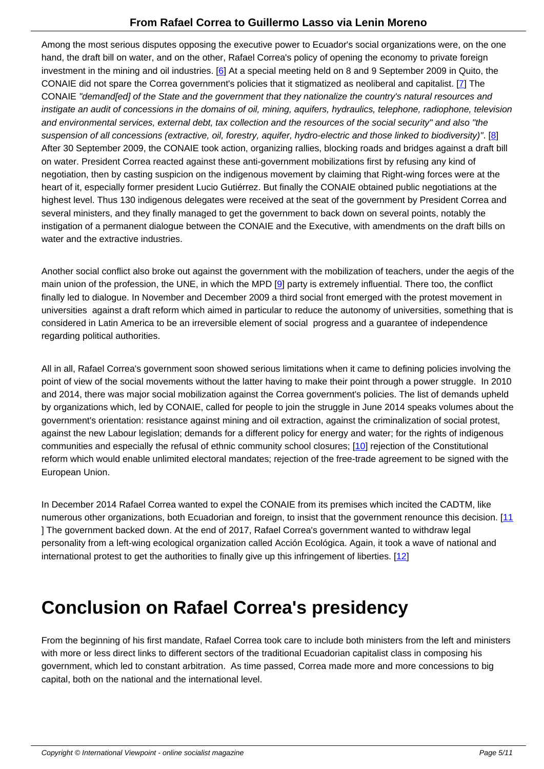Among the most serious disputes opposing the executive power to Ecuador's social organizations were, on the one hand, the draft bill on water, and on the other, Rafael Correa's policy of opening the economy to private foreign investment in the mining and oil industries. [6] At a special meeting held on 8 and 9 September 2009 in Quito, the CONAIE did not spare the Correa government's policies that it stigmatized as neoliberal and capitalist. [7] The CONAIE *"demand[ed] of the State and the government that they nationalize the country's natural resources and instigate an audit of concessions in the domains of oil, mining, aquifers, hydraulics, telephone, radiophone, television and environmental services, external debt, tax collection and the resources of the social security"* and also *"the suspension of all concessions (extractive, oil, forestry, aquifer, hydro-electric and those linked to biodiversity)"*. [8] After 30 September 2009, the CONAIE took action, organizing rallies, blocking roads and bridges against a draft bill on water. President Correa reacted against these anti-government mobilizations first by refusing any kind of negotiation, then by casting suspicion on the indigenous movement by claiming that Right-wing forces were at the heart of it, especially former president Lucio Gutiérrez. But finally the CONAIE obtained public negotiations at the highest level. Thus 130 indigenous delegates were received at the seat of the government by President Correa and several ministers, and they finally managed to get the government to back down on several points, notably the instigation of a permanent dialogue between the CONAIE and the Executive, with amendments on the draft bills on water and the extractive industries.

Another social conflict also broke out against the government with the mobilization of teachers, under the aegis of the main union of the profession, the UNE, in which the MPD [9] party is extremely influential. There too, the conflict finally led to dialogue. In November and December 2009 a third social front emerged with the protest movement in universities against a draft reform which aimed in particular to reduce the autonomy of universities, something that is considered in Latin America to be an irreversible element of social progress and a guarantee of independence regarding political authorities.

All in all, Rafael Correa's government soon showed serious limitations when it came to defining policies involving the point of view of the social movements without the latter having to make their point through a power struggle. In 2010 and 2014, there was major social mobilization against the Correa government's policies. The list of demands upheld by organizations which, led by CONAIE, called for people to join the struggle in June 2014 speaks volumes about the government's orientation: resistance against mining and oil extraction, against the criminalization of social protest, against the new Labour legislation; demands for a different policy for energy and water; for the rights of indigenous communities and especially the refusal of ethnic community school closures; [10] rejection of the Constitutional reform which would enable unlimited electoral mandates; rejection of the free-trade agreement to be signed with the European Union.

In December 2014 Rafael Correa wanted to expel the CONAIE from its premises which incited the CADTM, like numerous other organizations, both Ecuadorian and foreign, to insist that the government renounce this decision. [11] The government backed down. At the end of 2017, Rafael Correa's government wanted to withdraw legal personality from a left-wing ecological organization called Acción Ecológica. Again, it took a wave of national and international protest to get the authorities to finally give up this infringement of liberties. [12]

# Conclusion on Rafael Correa's presidency

From the beginning of his first mandate, Rafael Correa took care to include both ministers from the left and ministers with more or less direct links to different sectors of the traditional Ecuadorian capitalist class in composing his government, which led to constant arbitration. As time passed, Correa made more and more concessions to big capital, both on the national and the international level.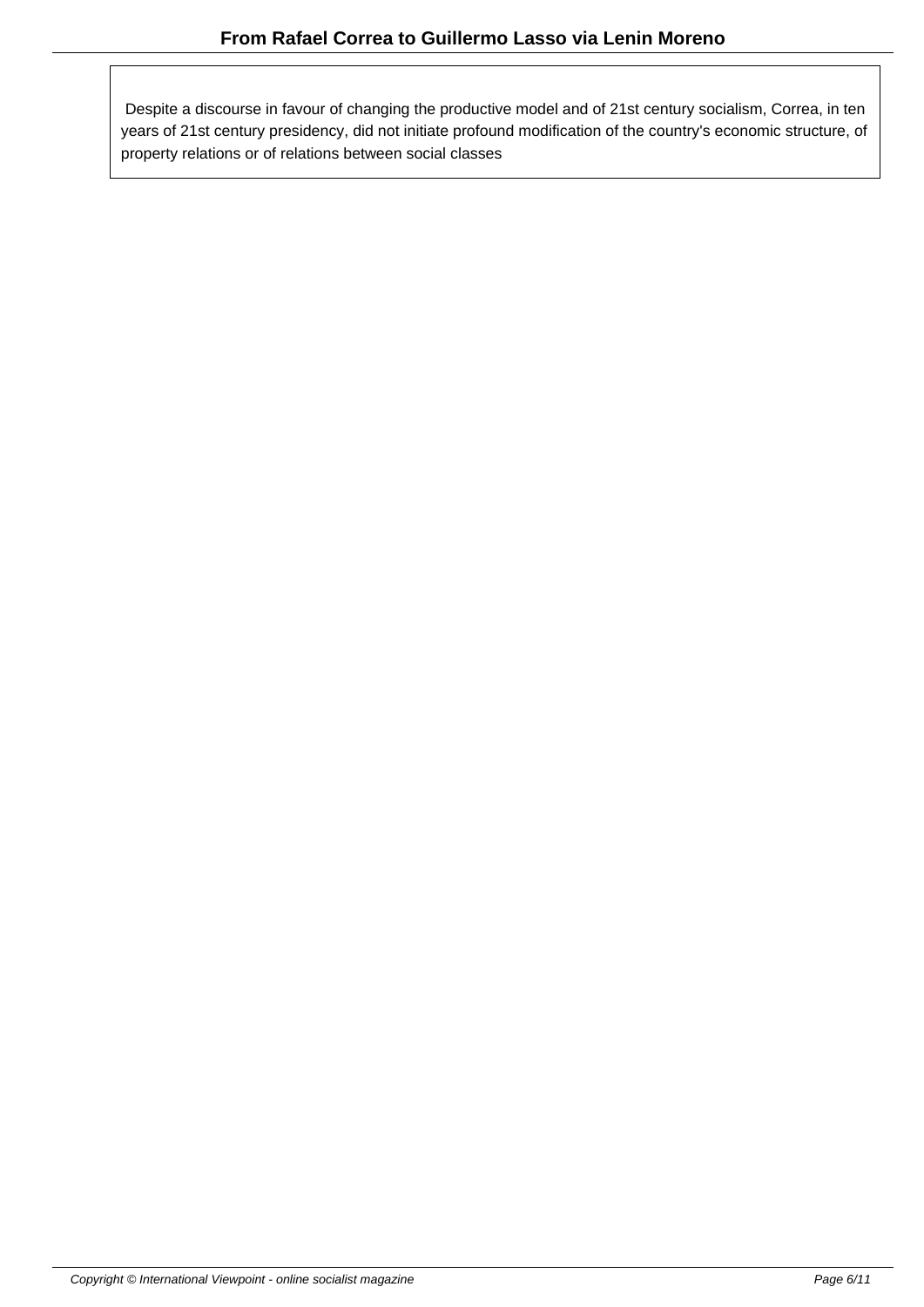Despite a discourse in favour of changing the productive model and of 21st century socialism, Correa, in ten years of 21st century presidency, did not initiate profound modification of the country's economic structure, of property relations or of relations between social classes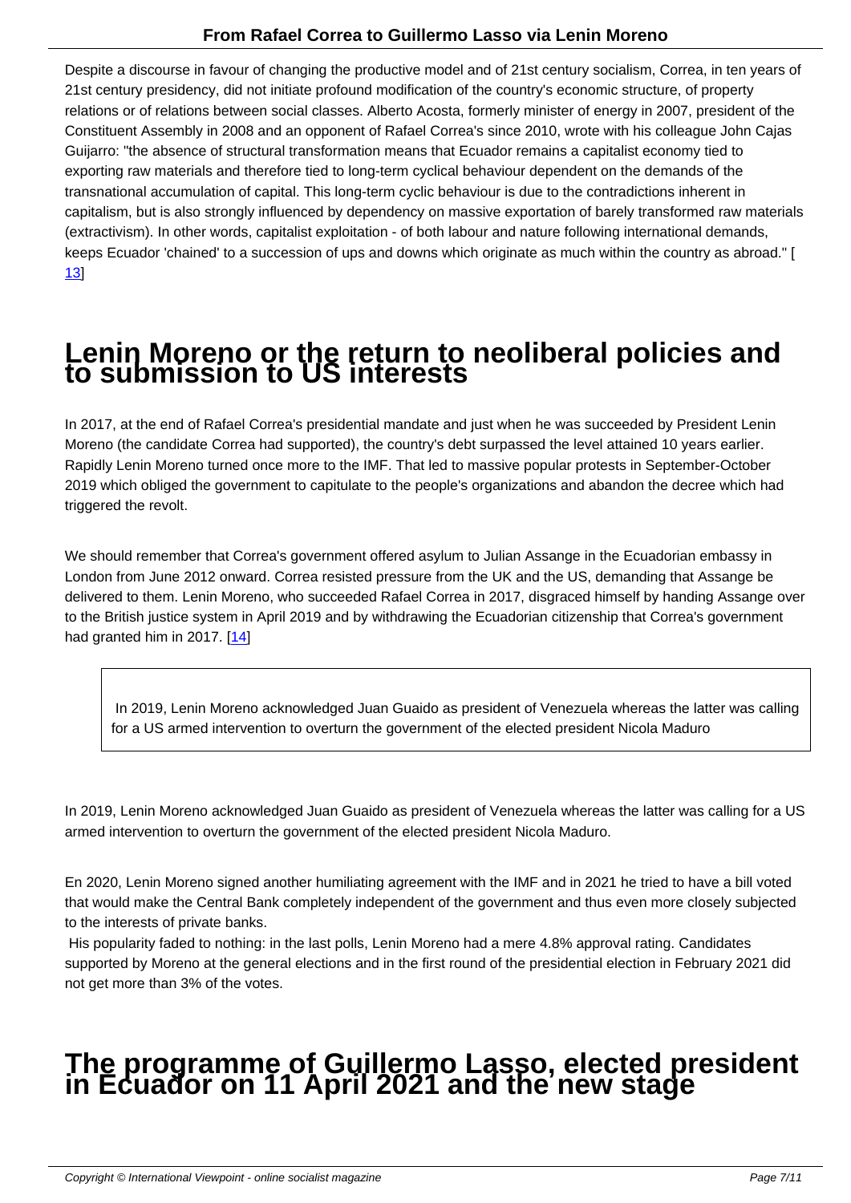Despite a discourse in favour of changing the productive model and of 21st century socialism, Correa, in ten years of 21st century presidency, did not initiate profound modification of the country's economic structure, of property relations or of relations between social classes. Alberto Acosta, formerly minister of energy in 2007, president of the Constituent Assembly in 2008 and an opponent of Rafael Correa's since 2010, wrote with his colleague John Cajas Guijarro: "the absence of structural transformation means that Ecuador remains a capitalist economy tied to exporting raw materials and therefore tied to long-term cyclical behaviour dependent on the demands of the transnational accumulation of capital. This long-term cyclic behaviour is due to the contradictions inherent in capitalism, but is also strongly influenced by dependency on massive exportation of barely transformed raw materials (extractivism). In other words, capitalist exploitation - of both labour and nature following international demands, keeps Ecuador 'chained' to a succession of ups and downs which originate as much within the country as abroad." [13]

# Lenin Moreno or the return to neoliberal policies and to submission to US interests

In 2017, at the end of Rafael Correa's presidential mandate and just when he was succeeded by President Lenin Moreno (the candidate Correa had supported), the country's debt surpassed the level attained 10 years earlier. Rapidly Lenin Moreno turned once more to the IMF. That led to massive popular protests in September-October 2019 which obliged the government to capitulate to the people's organizations and abandon the decree which had triggered the revolt.

We should remember that Correa's government offered asylum to Julian Assange in the Ecuadorian embassy in London from June 2012 onward. Correa resisted pressure from the UK and the US, demanding that Assange be delivered to them. Lenin Moreno, who succeeded Rafael Correa in 2017, disgraced himself by handing Assange over to the British justice system in April 2019 and by withdrawing the Ecuadorian citizenship that Correa's government had granted him in 2017. [14]

> In 2019, Lenin Moreno acknowledged Juan Guaido as president of Venezuela whereas the latter was calling for a US armed intervention to overturn the government of the elected president Nicola Maduro

In 2019, Lenin Moreno acknowledged Juan Guaido as president of Venezuela whereas the latter was calling for a US armed intervention to overturn the government of the elected president Nicola Maduro.

En 2020, Lenin Moreno signed another humiliating agreement with the IMF and in 2021 he tried to have a bill voted that would make the Central Bank completely independent of the government and thus even more closely subjected to the interests of private banks.

His popularity faded to nothing: in the last polls, Lenin Moreno had a mere 4.8% approval rating. Candidates supported by Moreno at the general elections and in the first round of the presidential election in February 2021 did not get more than 3% of the votes.

# The programme of Guillermo Lasso, elected president in Ecuador on 11 April 2021 and the new stage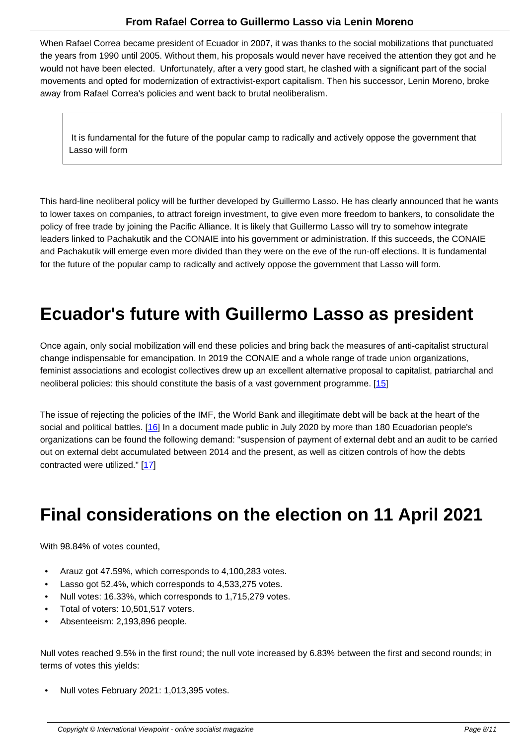When Rafael Correa became president of Ecuador in 2007, it was thanks to the social mobilizations that punctuated the years from 1990 until 2005. Without them, his proposals would never have received the attention they got and he would not have been elected. Unfortunately, after a very good start, he clashed with a significant part of the social movements and opted for modernization of extractivist-export capitalism. Then his successor, Lenin Moreno, broke away from Rafael Correa's policies and went back to brutal neoliberalism.

> It is fundamental for the future of the popular camp to radically and actively oppose the government that Lasso will form

This hard-line neoliberal policy will be further developed by Guillermo Lasso. He has clearly announced that he wants to lower taxes on companies, to attract foreign investment, to give even more freedom to bankers, to consolidate the policy of free trade by joining the Pacific Alliance. It is likely that Guillermo Lasso will try to somehow integrate leaders linked to Pachakutik and the CONAIE into his government or administration. If this succeeds, the CONAIE and Pachakutik will emerge even more divided than they were on the eve of the run-off elections. It is fundamental for the future of the popular camp to radically and actively oppose the government that Lasso will form.

# Ecuador's future with Guillermo Lasso as president

Once again, only social mobilization will end these policies and bring back the measures of anti-capitalist structural change indispensable for emancipation. In 2019 the CONAIE and a whole range of trade union organizations, feminist associations and ecologist collectives drew up an excellent alternative proposal to capitalist, patriarchal and neoliberal policies: this should constitute the basis of a vast government programme. [15]

The issue of rejecting the policies of the IMF, the World Bank and illegitimate debt will be back at the heart of the social and political battles. [16] In a document made public in July 2020 by more than 180 Ecuadorian people's organizations can be found the following demand: "suspension of payment of external debt and an audit to be carried out on external debt accumulated between 2014 and the present, as well as citizen controls of how the debts contracted were utilized." [17]

# Final considerations on the election on 11 April 2021

With 98.84% of votes counted,

- Arauz got 47.59%, which corresponds to 4,100,283 votes.
- Lasso got 52.4%, which corresponds to 4,533,275 votes.
- Null votes: 16.33%, which corresponds to 1,715,279 votes.
- Total of voters: 10,501,517 voters.
- Absenteeism: 2,193,896 people.

Null votes reached 9.5% in the first round; the null vote increased by 6.83% between the first and second rounds; in terms of votes this yields:

- Null votes February 2021: 1,013,395 votes.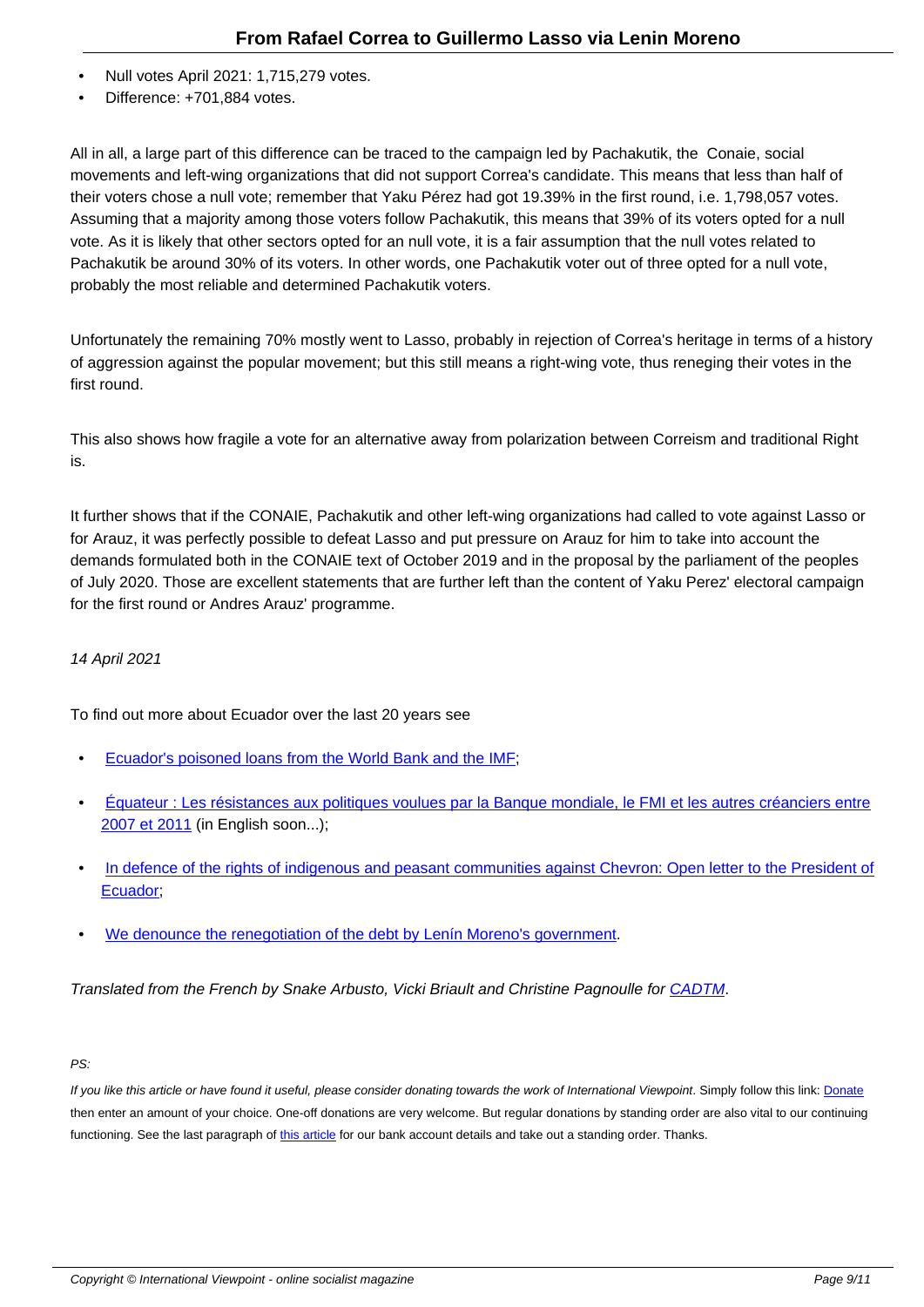- Null votes April 2021: 1,715,279 votes.
- Difference: +701,884 votes.

All in all, a large part of this difference can be traced to the campaign led by Pachakutik, the Conaie, social movements and left-wing organizations that did not support Correa's candidate. This means that less than half of their voters chose a null vote; remember that Yaku Pérez had got 19.39% in the first round, i.e. 1,798,057 votes. Assuming that a majority among those voters follow Pachakutik, this means that 39% of its voters opted for a null vote. As it is likely that other sectors opted for an null vote, it is a fair assumption that the null votes related to Pachakutik be around 30% of its voters. In other words, one Pachakutik voter out of three opted for a null vote, probably the most reliable and determined Pachakutik voters.

Unfortunately the remaining 70% mostly went to Lasso, probably in rejection of Correa's heritage in terms of a history of aggression against the popular movement; but this still means a right-wing vote, thus reneging their votes in the first round.

This also shows how fragile a vote for an alternative away from polarization between Correism and traditional Right is.

It further shows that if the CONAIE, Pachakutik and other left-wing organizations had called to vote against Lasso or for Arauz, it was perfectly possible to defeat Lasso and put pressure on Arauz for him to take into account the demands formulated both in the CONAIE text of October 2019 and in the proposal by the parliament of the peoples of July 2020. Those are excellent statements that are further left than the content of Yaku Perez' electoral campaign for the first round or Andres Arauz' programme.

*14 April 2021*

To find out more about Ecuador over the last 20 years see

- [Ecuador's poisoned loans from the World Bank and the IMF](#);
- [Équateur : Les résistances aux politiques voulues par la Banque mondiale, le FMI et les autres créanciers entre 2007 et 2011](#) (in English soon...);
- [In defence of the rights of indigenous and peasant communities against Chevron: Open letter to the President of Ecuador](#);
- [We denounce the renegotiation of the debt by Lenín Moreno's government](#).

*Translated from the French by Snake Arbusto, Vicki Briault and Christine Pagnoulle for [CADTM](#).*

*PS:*

*If you like this article or have found it useful, please consider donating towards the work of International Viewpoint.* Simply follow this link: [Donate](#) then enter an amount of your choice. One-off donations are very welcome. But regular donations by standing order are also vital to our continuing functioning. See the last paragraph of [this article](#) for our bank account details and take out a standing order. Thanks.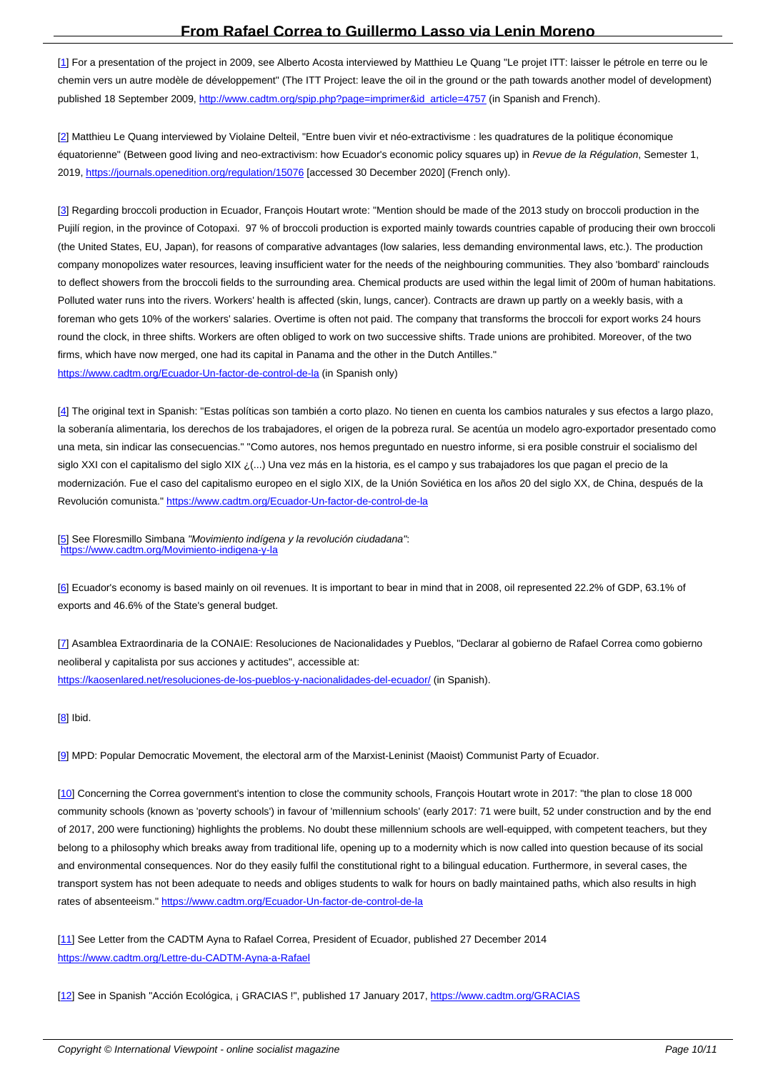[1] For a presentation of the project in 2009, see Alberto Acosta interviewed by Matthieu Le Quang "Le projet ITT: laisser le pétrole en terre ou le chemin vers un autre modèle de développement" (The ITT Project: leave the oil in the ground or the path towards another model of development) published 18 September 2009, http://www.cadtm.org/spip.php?page=imprimer&id_article=4757 (in Spanish and French).

[2] Matthieu Le Quang interviewed by Violaine Delteil, "Entre buen vivir et néo-extractivisme : les quadratures de la politique économique équatorienne" (Between good living and neo-extractivism: how Ecuador's economic policy squares up) in *Revue de la Régulation*, Semester 1, 2019, https://journals.openedition.org/regulation/15076 [accessed 30 December 2020] (French only).

[3] Regarding broccoli production in Ecuador, François Houtart wrote: "Mention should be made of the 2013 study on broccoli production in the Pujilí region, in the province of Cotopaxi. 97 % of broccoli production is exported mainly towards countries capable of producing their own broccoli (the United States, EU, Japan), for reasons of comparative advantages (low salaries, less demanding environmental laws, etc.). The production company monopolizes water resources, leaving insufficient water for the needs of the neighbouring communities. They also 'bombard' rainclouds to deflect showers from the broccoli fields to the surrounding area. Chemical products are used within the legal limit of 200m of human habitations. Polluted water runs into the rivers. Workers' health is affected (skin, lungs, cancer). Contracts are drawn up partly on a weekly basis, with a foreman who gets 10% of the workers' salaries. Overtime is often not paid. The company that transforms the broccoli for export works 24 hours round the clock, in three shifts. Workers are often obliged to work on two successive shifts. Trade unions are prohibited. Moreover, of the two firms, which have now merged, one had its capital in Panama and the other in the Dutch Antilles."
https://www.cadtm.org/Ecuador-Un-factor-de-control-de-la (in Spanish only)

[4] The original text in Spanish: "Estas políticas son también a corto plazo. No tienen en cuenta los cambios naturales y sus efectos a largo plazo, la soberanía alimentaria, los derechos de los trabajadores, el origen de la pobreza rural. Se acentúa un modelo agro-exportador presentado como una meta, sin indicar las consecuencias." "Como autores, nos hemos preguntado en nuestro informe, si era posible construir el socialismo del siglo XXI con el capitalismo del siglo XIX ¿(...) Una vez más en la historia, es el campo y sus trabajadores los que pagan el precio de la modernización. Fue el caso del capitalismo europeo en el siglo XIX, de la Unión Soviética en los años 20 del siglo XX, de China, después de la Revolución comunista." https://www.cadtm.org/Ecuador-Un-factor-de-control-de-la

[5] See Floresmillo Simbana *"Movimiento indígena y la revolución ciudadana"*:
https://www.cadtm.org/Movimiento-indigena-y-la

[6] Ecuador's economy is based mainly on oil revenues. It is important to bear in mind that in 2008, oil represented 22.2% of GDP, 63.1% of exports and 46.6% of the State's general budget.

[7] Asamblea Extraordinaria de la CONAIE: Resoluciones de Nacionalidades y Pueblos, "Declarar al gobierno de Rafael Correa como gobierno neoliberal y capitalista por sus acciones y actitudes", accessible at:
https://kaosenlared.net/resoluciones-de-los-pueblos-y-nacionalidades-del-ecuador/ (in Spanish).

[8] Ibid.

[9] MPD: Popular Democratic Movement, the electoral arm of the Marxist-Leninist (Maoist) Communist Party of Ecuador.

[10] Concerning the Correa government's intention to close the community schools, François Houtart wrote in 2017: "the plan to close 18 000 community schools (known as 'poverty schools') in favour of 'millennium schools' (early 2017: 71 were built, 52 under construction and by the end of 2017, 200 were functioning) highlights the problems. No doubt these millennium schools are well-equipped, with competent teachers, but they belong to a philosophy which breaks away from traditional life, opening up to a modernity which is now called into question because of its social and environmental consequences. Nor do they easily fulfil the constitutional right to a bilingual education. Furthermore, in several cases, the transport system has not been adequate to needs and obliges students to walk for hours on badly maintained paths, which also results in high rates of absenteeism." https://www.cadtm.org/Ecuador-Un-factor-de-control-de-la

[11] See Letter from the CADTM Ayna to Rafael Correa, President of Ecuador, published 27 December 2014
https://www.cadtm.org/Lettre-du-CADTM-Ayna-a-Rafael

[12] See in Spanish "Acción Ecológica, ¡ GRACIAS !", published 17 January 2017, https://www.cadtm.org/GRACIAS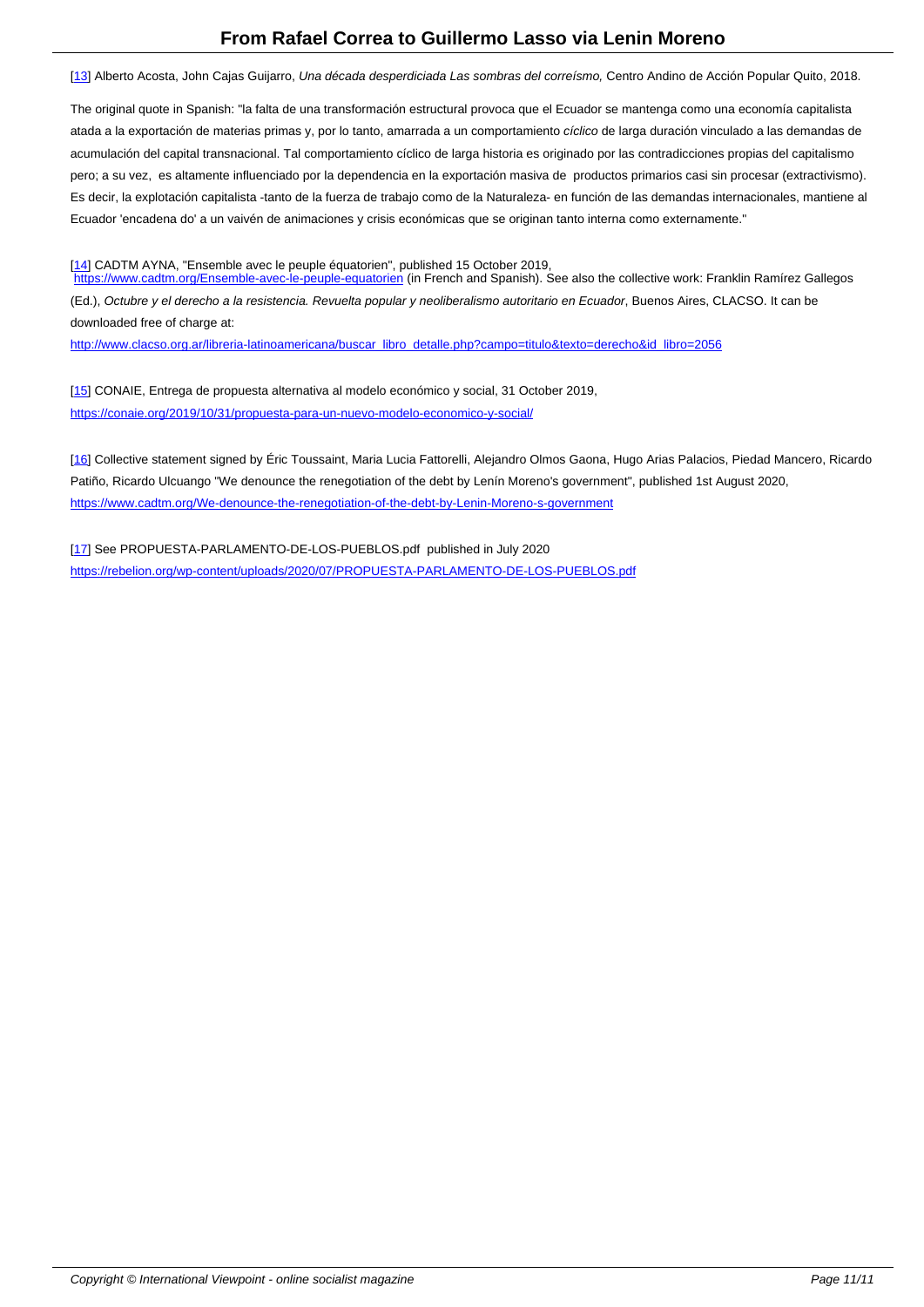[13] Alberto Acosta, John Cajas Guijarro, *Una década desperdiciada Las sombras del correísmo,* Centro Andino de Acción Popular Quito, 2018.

The original quote in Spanish: "la falta de una transformación estructural provoca que el Ecuador se mantenga como una economía capitalista atada a la exportación de materias primas y, por lo tanto, amarrada a un comportamiento *cíclico* de larga duración vinculado a las demandas de acumulación del capital transnacional. Tal comportamiento cíclico de larga historia es originado por las contradicciones propias del capitalismo pero; a su vez, es altamente influenciado por la dependencia en la exportación masiva de productos primarios casi sin procesar (extractivismo). Es decir, la explotación capitalista -tanto de la fuerza de trabajo como de la Naturaleza- en función de las demandas internacionales, mantiene al Ecuador 'encadena do' a un vaivén de animaciones y crisis económicas que se originan tanto interna como externamente."

[14] CADTM AYNA, "Ensemble avec le peuple équatorien", published 15 October 2019, https://www.cadtm.org/Ensemble-avec-le-peuple-equatorien (in French and Spanish). See also the collective work: Franklin Ramírez Gallegos (Ed.), *Octubre y el derecho a la resistencia. Revuelta popular y neoliberalismo autoritario en Ecuador*, Buenos Aires, CLACSO. It can be downloaded free of charge at:
http://www.clacso.org.ar/libreria-latinoamericana/buscar_libro_detalle.php?campo=titulo&texto=derecho&id_libro=2056

[15] CONAIE, Entrega de propuesta alternativa al modelo económico y social, 31 October 2019,
https://conaie.org/2019/10/31/propuesta-para-un-nuevo-modelo-economico-y-social/

[16] Collective statement signed by Éric Toussaint, Maria Lucia Fattorelli, Alejandro Olmos Gaona, Hugo Arias Palacios, Piedad Mancero, Ricardo Patiño, Ricardo Ulcuango "We denounce the renegotiation of the debt by Lenín Moreno's government", published 1st August 2020,
https://www.cadtm.org/We-denounce-the-renegotiation-of-the-debt-by-Lenin-Moreno-s-government

[17] See PROPUESTA-PARLAMENTO-DE-LOS-PUEBLOS.pdf published in July 2020
https://rebelion.org/wp-content/uploads/2020/07/PROPUESTA-PARLAMENTO-DE-LOS-PUEBLOS.pdf